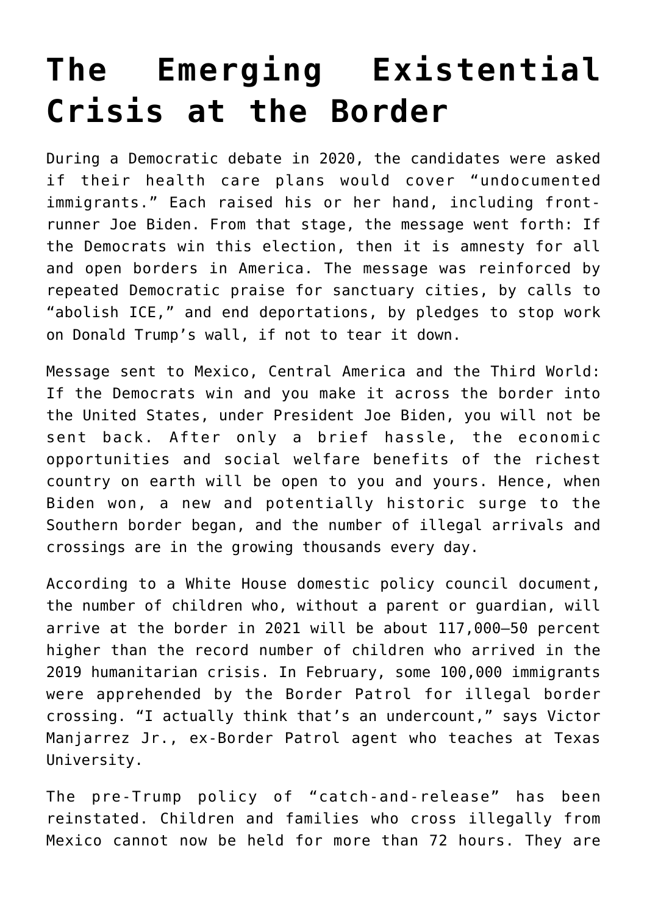# The Emerging Existential Crisis at the Border

During a Democratic debate in 2020, the candidates were asked if their health care plans would cover "undocumented immigrants." Each raised his or her hand, including front-runner Joe Biden. From that stage, the message went forth: If the Democrats win this election, then it is amnesty for all and open borders in America. The message was reinforced by repeated Democratic praise for sanctuary cities, by calls to "abolish ICE," and end deportations, by pledges to stop work on Donald Trump's wall, if not to tear it down.

Message sent to Mexico, Central America and the Third World: If the Democrats win and you make it across the border into the United States, under President Joe Biden, you will not be sent back. After only a brief hassle, the economic opportunities and social welfare benefits of the richest country on earth will be open to you and yours. Hence, when Biden won, a new and potentially historic surge to the Southern border began, and the number of illegal arrivals and crossings are in the growing thousands every day.

According to a White House domestic policy council document, the number of children who, without a parent or guardian, will arrive at the border in 2021 will be about 117,000—50 percent higher than the record number of children who arrived in the 2019 humanitarian crisis. In February, some 100,000 immigrants were apprehended by the Border Patrol for illegal border crossing. "I actually think that's an undercount," says Victor Manjarrez Jr., ex-Border Patrol agent who teaches at Texas University.

The pre-Trump policy of "catch-and-release" has been reinstated. Children and families who cross illegally from Mexico cannot now be held for more than 72 hours. They are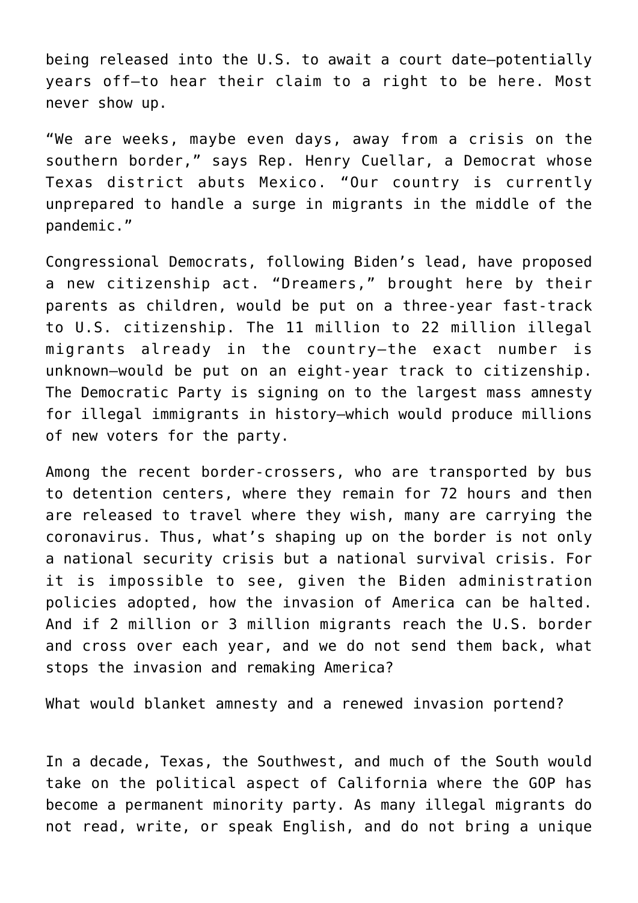being released into the U.S. to await a court date—potentially years off—to hear their claim to a right to be here. Most never show up.

"We are weeks, maybe even days, away from a crisis on the southern border," says Rep. Henry Cuellar, a Democrat whose Texas district abuts Mexico. "Our country is currently unprepared to handle a surge in migrants in the middle of the pandemic."

Congressional Democrats, following Biden's lead, have proposed a new citizenship act. "Dreamers," brought here by their parents as children, would be put on a three-year fast-track to U.S. citizenship. The 11 million to 22 million illegal migrants already in the country—the exact number is unknown—would be put on an eight-year track to citizenship. The Democratic Party is signing on to the largest mass amnesty for illegal immigrants in history—which would produce millions of new voters for the party.

Among the recent border-crossers, who are transported by bus to detention centers, where they remain for 72 hours and then are released to travel where they wish, many are carrying the coronavirus. Thus, what's shaping up on the border is not only a national security crisis but a national survival crisis. For it is impossible to see, given the Biden administration policies adopted, how the invasion of America can be halted. And if 2 million or 3 million migrants reach the U.S. border and cross over each year, and we do not send them back, what stops the invasion and remaking America?

What would blanket amnesty and a renewed invasion portend?

In a decade, Texas, the Southwest, and much of the South would take on the political aspect of California where the GOP has become a permanent minority party. As many illegal migrants do not read, write, or speak English, and do not bring a unique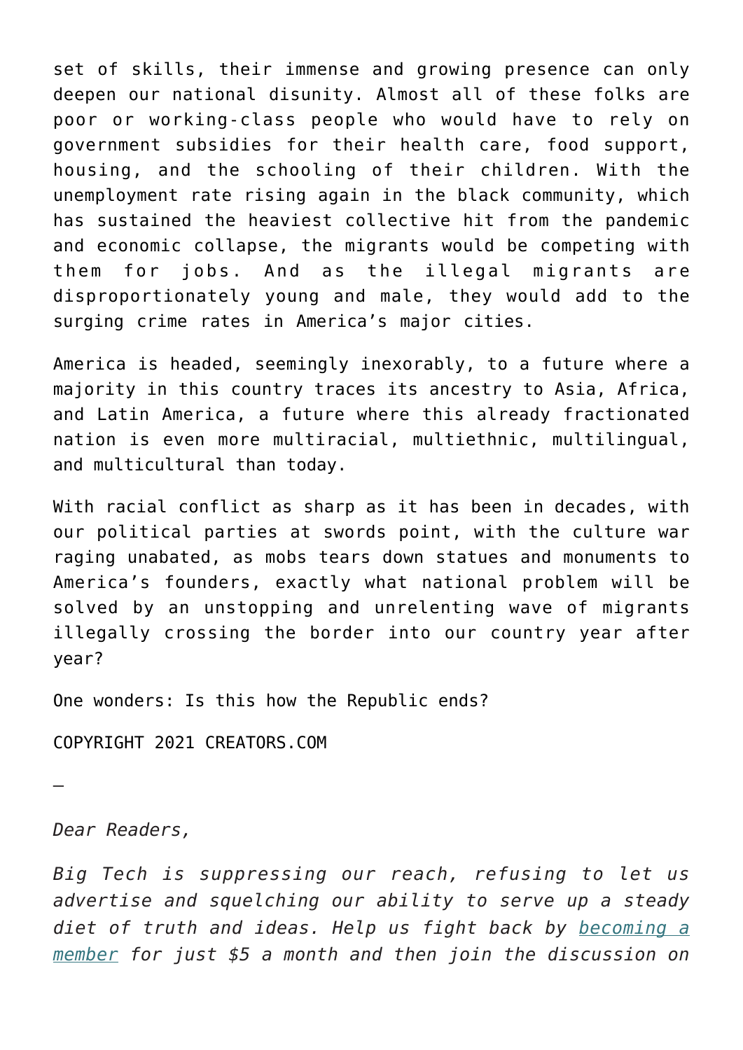set of skills, their immense and growing presence can only deepen our national disunity. Almost all of these folks are poor or working-class people who would have to rely on government subsidies for their health care, food support, housing, and the schooling of their children. With the unemployment rate rising again in the black community, which has sustained the heaviest collective hit from the pandemic and economic collapse, the migrants would be competing with them for jobs. And as the illegal migrants are disproportionately young and male, they would add to the surging crime rates in America's major cities.

America is headed, seemingly inexorably, to a future where a majority in this country traces its ancestry to Asia, Africa, and Latin America, a future where this already fractionated nation is even more multiracial, multiethnic, multilingual, and multicultural than today.

With racial conflict as sharp as it has been in decades, with our political parties at swords point, with the culture war raging unabated, as mobs tears down statues and monuments to America's founders, exactly what national problem will be solved by an unstopping and unrelenting wave of migrants illegally crossing the border into our country year after year?

One wonders: Is this how the Republic ends?

COPYRIGHT 2021 CREATORS.COM

—

*Dear Readers,*

*Big Tech is suppressing our reach, refusing to let us advertise and squelching our ability to serve up a steady diet of truth and ideas. Help us fight back by [becoming a member]() for just $5 a month and then join the discussion on*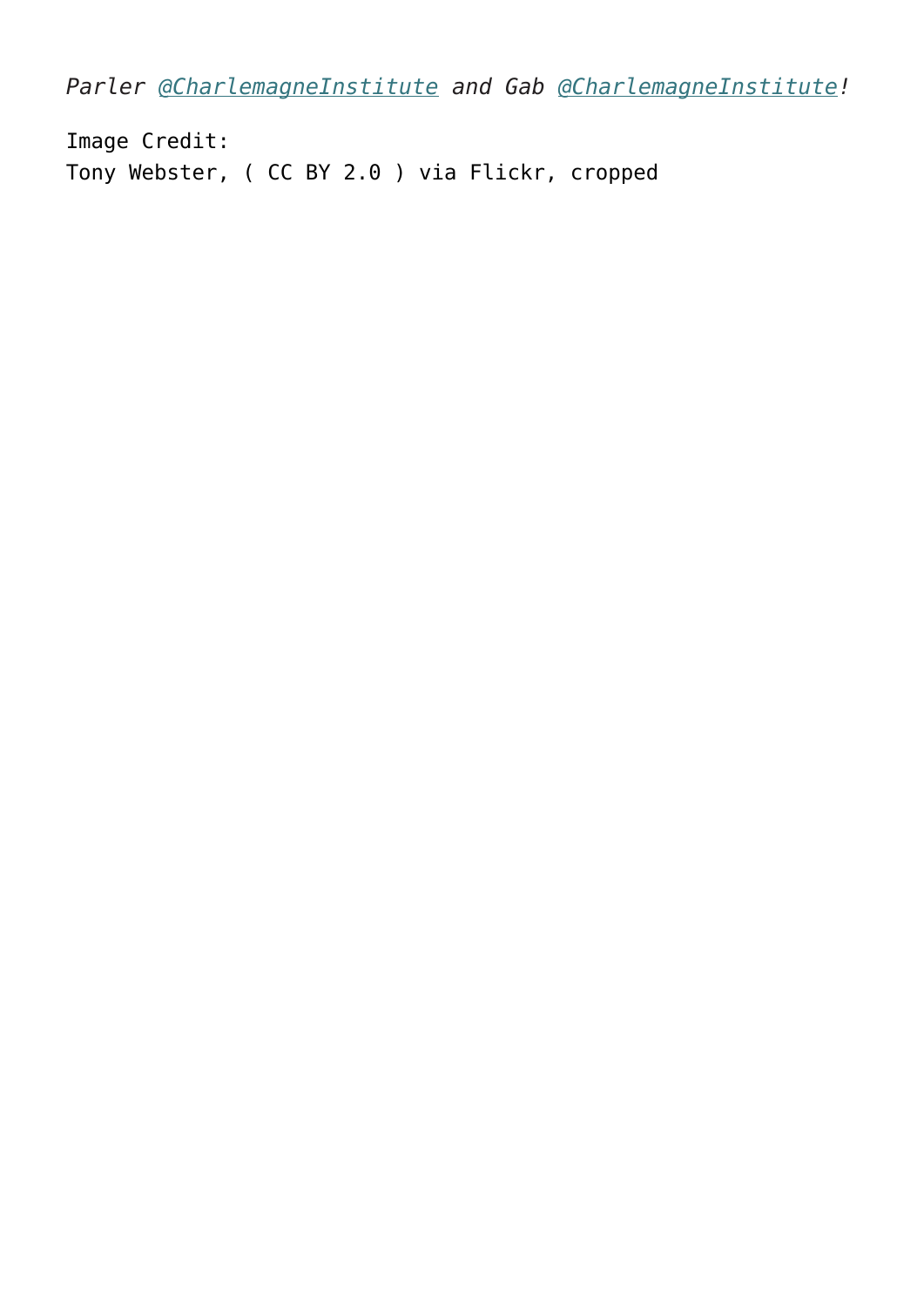*Parler [@CharlemagneInstitute] and Gab [@CharlemagneInstitute]!*

Image Credit:
Tony Webster, ( CC BY 2.0 ) via Flickr, cropped